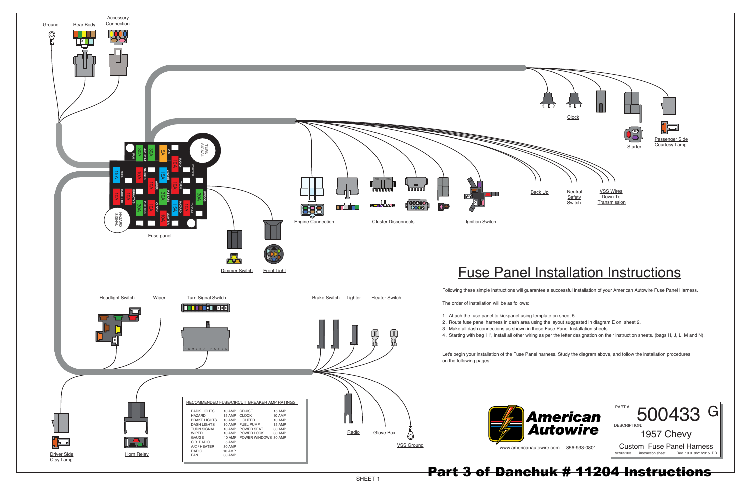# Fuse Panel Installation Instructions

Following these simple instructions will guarantee a successful installation of your American Autowire Fuse Panel Harness.

The order of installation will be as follows:

1. Attach the fuse panel to kickpanel using template on sheet 5.
2. Route fuse panel harness in dash area using the layout suggested in diagram E on sheet 2.
3. Make all dash connections as shown in these Fuse Panel Installation sheets.
4. Starting with bag 'H", install all other wiring as per the letter designation on their instruction sheets. (bags H, J, L, M and N).

Let's begin your installation of the Fuse Panel harness. Study the diagram above, and follow the installation procedures on the following pages!

Ground · Rear Body · Accessory Connection · Clock · Starter · Passenger Side Courtesy Lamp · Fuse panel · Dimmer Switch · Front Light · Engine Connection · Cluster Disconnects · Ignition Switch · Back Up · Neutral Safety Switch · VSS Wires Down To Transmission · Headlight Switch · Wiper · Turn Signal Switch · Brake Switch · Lighter · Heater Switch · Driver Side Ctsy Lamp · Horn Relay · Radio · Glove Box · VSS Ground

**RECOMMENDED FUSE/CIRCUIT BREAKER AMP RATINGS**

| | | | |
|---|---|---|---|
| PARK LIGHTS | 10 AMP | CRUISE | 15 AMP |
| HAZARD | 15 AMP | CLOCK | 10 AMP |
| BRAKE LIGHTS | 10 AMP | LIGHTER | 10 AMP |
| DASH LIGHTS | 10 AMP | FUEL PUMP | 15 AMP |
| TURN SIGNAL | 10 AMP | POWER SEAT | 30 AMP |
| WIPER | 10 AMP | POWER LOCK | 30 AMP |
| GAUGE | 10 AMP | POWER WINDOWS | 30 AMP |
| C.B. RADIO | 5 AMP | | |
| A/C / HEATER | 30 AMP | | |
| RADIO | 10 AMP | | |
| FAN | 30 AMP | | |

**American Autowire**

www.americanautowire.com 856-933-0801

PART # 500433 G

DESCRIPTION: 1957 Chevy

Custom Fuse Panel Harness

92965103 instruction sheet Rev 10.0 8/21/2015 DB

**Part 3 of Danchuk # 11204 Instructions**

SHEET 1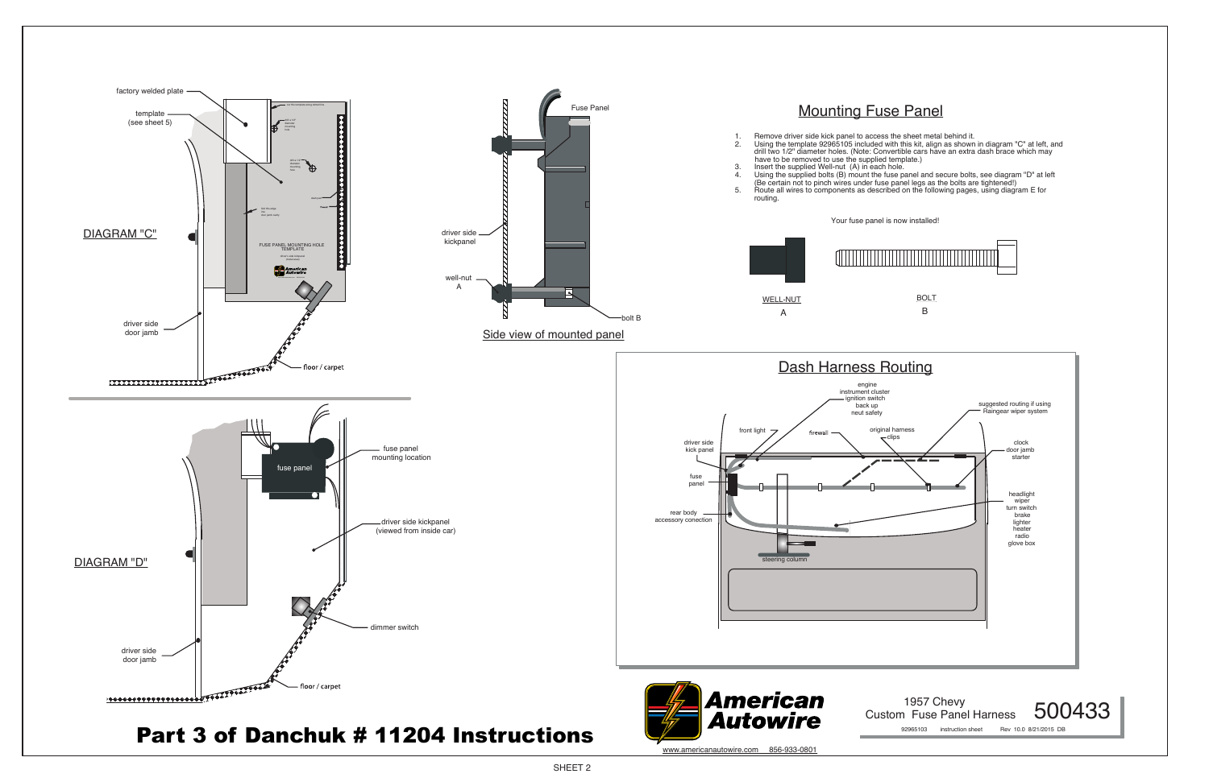## Mounting Fuse Panel

1. Remove driver side kick panel to access the sheet metal behind it.
2. Using the template 92965105 included with this kit, align as shown in diagram "C" at left, and drill two 1/2" diameter holes. (Note: Convertible cars have an extra dash brace which may have to be removed to use the supplied template.)
3. Insert the supplied Well-nut (A) in each hole.
4. Using the supplied bolts (B) mount the fuse panel and secure bolts, see diagram "D" at left (Be certain not to pinch wires under fuse panel legs as the bolts are tightened!)
5. Route all wires to components as described on the following pages, using diagram E for routing.

Your fuse panel is now installed!

WELL-NUT
A

BOLT
B

DIAGRAM "C"

factory welded plate

template (see sheet 5)

driver side door jamb

floor / carpet

FUSE PANEL MOUNTING HOLE TEMPLATE

Side view of mounted panel

Fuse Panel

driver side kickpanel

well-nut A

bolt B

DIAGRAM "D"

fuse panel

fuse panel mounting location

driver side kickpanel (viewed from inside car)

dimmer switch

driver side door jamb

floor / carpet

## Dash Harness Routing

engine
instrument cluster
ignition switch
back up
neut safety

front light

firewall

original harness clips

suggested routing if using Raingear wiper system

driver side kick panel

fuse panel

rear body accessory conection

steering column

clock
door jamb
starter

headlight
wiper
turn switch
brake
lighter
heater
radio
glove box

# Part 3 of Danchuk # 11204 Instructions

American Autowire

www.americanautowire.com 856-933-0801

1957 Chevy
Custom Fuse Panel Harness
500433

92965103 instruction sheet Rev 10.0 8/21/2015 DB

SHEET 2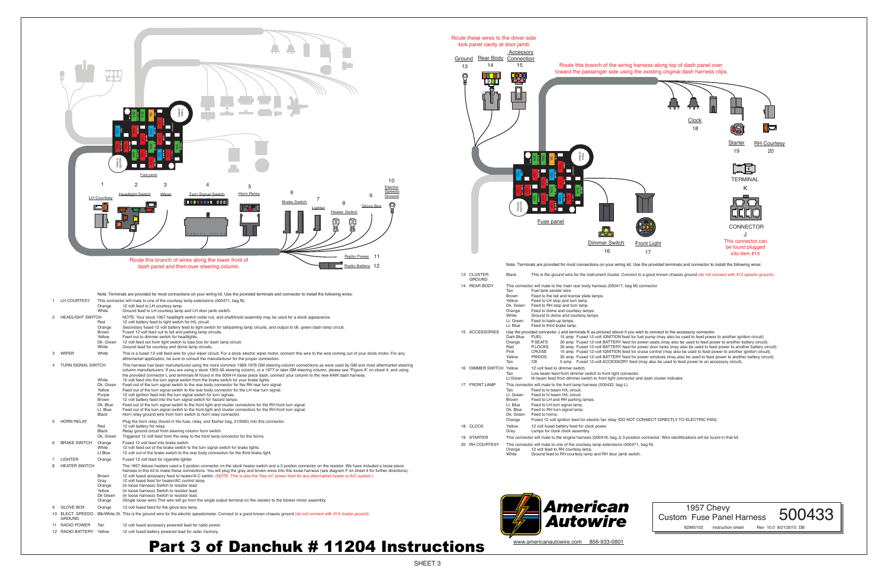# Part 3 of Danchuk # 11204 Instructions

Route these wires to the driver side kick panel cavity at door jamb.

Route this branch of the wiring harness along top of dash panel over toward the passenger side using the existing original dash harness clips.

Route this branch of wires along the lower front of dash panel and then over steering column.

1 LH Courtesy · 2 Headlight Switch · 3 Wiper · 4 Turn Signal Switch · 5 Horn Relay · 6 Brake Switch · 7 Lighter · 8 Heater Switch · 9 Glove Box · 10 Electric Speedo Ground · 11 Radio Power · 12 Radio Battery · 13 Ground · 14 Rear Body · 15 Accessory Connection · 16 Dimmer Switch · 17 Front Light · 18 Clock · 19 Starter · 20 RH Courtesy

TERMINAL K

CONNECTOR J

This connector can be found plugged into item #15

Note: Terminals are provided for most connections on your wiring kit. Use the provided terminals and connector to install the following wires:

| # | Connection | Wire | Description |
|---|---|---|---|
| 1 | LH COURTESY | | This connector will mate to one of the courtesy lamp extensions (500471, bag N). |
| | | Orange | 12 volt feed to LH courtesy lamp. |
| | | White | Ground feed to LH courtesy lamp and LH door jamb switch. |
| 2 | HEADLIGHT SWITCH | | NOTE: Your stock 1957 headlight switch collar nut, and shaft/knob assembly may be used for a stock appearance. |
| | | Red | 12 volt battery feed to light switch for H/L circuit. |
| | | Orange | Secondary fused 12 volt battery feed to light switch for tail/parking lamp circuits, and output to dk. green dash lamp circuit. |
| | | Brown | Fused 12 volt feed out to tail and parking lamp circuits. |
| | | Yellow | Feed out to dimmer switch for headlights. |
| | | Dk. Green | 12 volt feed out from light switch to fuse box for dash lamp circuit. |
| | | White | Ground lead for courtesy and dome lamp circuits. |
| 3 | WIPER | White | This is a fused 12-volt feed wire for your wiper circuit. For a stock electric wiper motor, connect this wire to the wire coming out of your stock motor. For any aftermarket application, be sure to consult the manufacturer for the proper connection. |
| 4 | TURN SIGNAL SWITCH | | This harness has been manufactured using the more common 1969-1976 GM steering column connections as were used by GM and most aftermarket steering column manufacturers. If you are using a stock 1955-56 steering column, or a 1977 or later GM steering column, please see "Figure A" on sheet 4, and using the provided connector L and terminals M found in the 500414 loose piece dash, connect your column to the new AAW dash harness. |
| | | White | 12 volt feed into the turn signal switch from the brake switch for your brake lights. |
| | | Dk. Green | Feed out of the turn signal switch to the rear body connector for the RH rear turn signal. |
| | | Yellow | Feed out of the turn signal switch to the rear body connector for the LH rear turn signal. |
| | | Purple | 12 volt ignition feed into the turn signal switch for turn signals. |
| | | Brown | 12 volt battery feed into the turn signal switch for hazard lamps. |
| | | Dk. Blue | Feed out of the turn signal switch to the front light and cluster connectors for the RH front turn signal. |
| | | Lt. Blue | Feed out of the turn signal switch to the front light and cluster connectors for the RH front turn signal. |
| | | Black | Horn relay ground wire from horn switch to horn relay connector. |
| 5 | HORN RELAY | | Plug the horn relay (found in the fuse, relay, and flasher bag, 510565) into this connector. |
| | | Red | 12 volt battery for relay. |
| | | Black | Relay ground circuit from steering column horn switch. |
| | | Dk. Green | Triggered 12 volt feed from the relay to the front lamp connector for the horns. |
| 6 | BRAKE SWITCH | Orange | Fused 12 volt feed into brake switch |
| | | White | 12 volt feed out of the brake switch to the turn signal switch for brake lights. |
| | | Lt Blue | 12 volt out of the brake switch to the rear body connection for the third brake light. |
| 7 | LIGHTER | Orange | Fused 12 volt feed for cigarette lighter. |
| 8 | HEATER SWITCH | | The 1957 deluxe heaters used a 5 position connector on the stock heater switch and a 3 position connector on the resistor. We have included a loose piece harness in this kit to make these connections. You will plug the gray and brown wires into this loose harness (see diagram F on sheet 4 for further directions). |
| | | Brown | 12 volt fused accessory feed to heater/A-C switch. (NOTE: This is also the "key on" power feed for any aftermarket heater or A/C system.) |
| | | Gray | 12 volt fused feed for heater/AC control lamp. |
| | | Orange | (in loose harness) Switch to resistor lead. |
| | | Yellow | (in loose harness) Switch to resistor lead. |
| | | Dk Green | (in loose harness) Switch to resistor lead. |
| | | Orange | (Single loose wire) This wire will go from the single output terminal on the resistor to the blower motor assembly. |
| 9 | GLOVE BOX | Orange | 12 volt fused feed for the glove box lamp. |
| 10 | ELECT. SPEEDO GROUND | Blk/White St. | This is the ground wire for the electric speedometer. Connect to a good known chassis ground (do not connect with #13 cluster ground). |
| 11 | RADIO POWER | Tan | 12 volt fused accessory powered lead for radio power. |
| 12 | RADIO BATTERY | Yellow | 12 volt fused battery powered lead for radio memory. |

Note: Terminals are provided for most connections on your wiring kit. Use the provided terminals and connector to install the following wires:

| # | Connection | Wire | Description |
|---|---|---|---|
| 13 | CLUSTER GROUND | Black | This is the ground wire for the instrument cluster. Connect to a good known chassis ground (do not connect with #10 speedo ground). |
| 14 | REAR BODY | | This connector will mate to the main rear body harness (500417, bag M) connector. |
| | | Tan | Fuel tank sender wire. |
| | | Brown | Feed to the tail and license plate lamps. |
| | | Yellow | Feed to LH stop and turn lamp. |
| | | Dk. Green | Feed to RH stop and turn lamp. |
| | | Orange | Feed to dome and courtesy lamps. |
| | | White | Ground to dome and courtesy lamps. |
| | | Lt. Green | Feed to back-up lamps. |
| | | Lt. Blue | Feed to third brake lamp. |
| 15 | ACCESSORIES | | Use the provided connector J and terminals K as pictured above if you wish to connect to the accessory connector. |
| | | Dark Blue | FUEL — 15 amp Fused 12-volt IGNITION feed for fuel pump (may also be used to feed power to another ignition circuit). |
| | | Orange | P.SEATS — 30 amp Fused 12-volt BATTERY feed for power seats (may also be used to feed power to another battery circuit). |
| | | Red | P.LOCKS — 30 amp Fused 12-volt BATTERY feed for power door locks (may also be used to feed power to another battery circuit). |
| | | Pink | CRUISE — 15 amp Fused 12-volt IGNITION feed for cruise control (may also be used to feed power to another ignition circuit). |
| | | Yellow | PWDOS — 30 amp Fused 12-volt BATTERY feed for power windows (may also be used to feed power to another battery circuit). |
| | | Tan | CB — 5 amp Fused 12-volt ACCESSORY feed (may also be used to feed power to an accessory circuit). |
| 16 | DIMMER SWITCH | Yellow | 12 volt feed to dimmer switch. |
| | | Tan | Low beam feed from dimmer switch to front light connector. |
| | | Lt Green | Hi beam feed from dimmer switch to front light connector and dash cluster indicator. |
| 17 | FRONT LAMP | | This connector will mate to the front lamp harness (500432, bag L). |
| | | Tan | Feed to lo beam H/L circuit. |
| | | Lt. Green | Feed to hi beam H/L circuit. |
| | | Brown | Feed to LH and RH parking lamps. |
| | | Lt. Blue | Feed to LH turn signal lamp. |
| | | Dk. Blue | Feed to RH turn signal lamp. |
| | | Dk. Green | Feed to horns. |
| | | Orange | Fused 12 volt ignition feed for electric fan relay (DO NOT CONNECT DIRECTLY TO ELECTRIC FAN). |
| 18 | CLOCK | Yellow | 12 volt fused battery feed for clock power. |
| | | Gray | Lamps for clock assembly. |
| 19 | STARTER | | This connector will mate to the engine harness (500418, bag J) 3-position connector. Wire identifications will be found in that kit. |
| 20 | RH COURTESY | | This connector will mate to one of the courtesy lamp extensions (500471, bag N). |
| | | Orange | 12 volt feed to RH courtesy lamp. |
| | | White | Ground feed to RH courtesy lamp and RH door jamb switch. |

American Autowire

www.americanautowire.com 856-933-0801

1957 Chevy Custom Fuse Panel Harness 500433

92965103 instruction sheet Rev 10.0 8/21/2015 DB

SHEET 3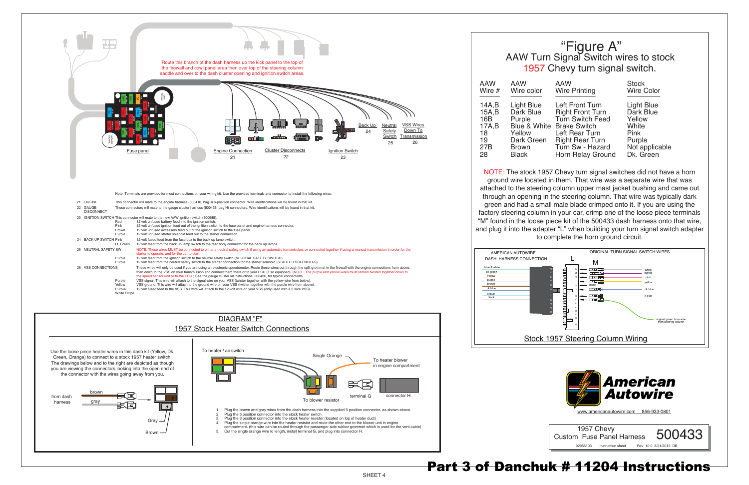Route this branch of the dash harness up the kick panel to the top of the firewall and cowl panel area then over top of the steering column saddle and over to the dash cluster opening and ignition switch areas.

Fuse panel

Engine Connection 21

Cluster Disconnects 22

Ignition Switch 23

Back Up 24

Neutral Safety Switch 25

VSS Wires Down To Transmission 26

Note: Terminals are provided for most connections on your wiring kit. Use the provided terminals and connector to install the following wires:

| | | | |
|---|---|---|---|
| 21 | ENGINE | | This connector will mate to the engine harness (500418, bag J) 6-position connector. Wire identifications will be found in that kit. |
| 22 | GAUGE DISCONNECT | | These connectors will mate to the gauge cluster harness (500436, bag H) connectors. Wire identifications will be found in that kit. |
| 23 | IGNITION SWITCH | | This connector will mate to the new AAW ignition switch (500685). |
| | | Red | 12 volt unfused battery feed into the ignition switch. |
| | | Pink | 12 volt unfused ignition feed out of the ignition switch to the fuse panel and engine harness connector. |
| | | Brown | 12 volt unfused accessory feed out of the ignition switch to the fuse panel. |
| | | Purple | 12 volt unfused starter solenoid feed out to the starter connection. |
| 24 | BACK UP SWITCH | Pink | 12 volt fused feed from the fuse box to the back up lamp switch. |
| | | Lt. Green | 12 volt feed from the back up lamp switch to the rear body connector for the back up lamps. |
| 25 | NEUTRAL SAFETY SW | | NOTE: These wires MUST be connected to either a neutral safety switch if using an automatic transmission, or connected together if using a manual transmission in order for the starter to operate, and for the car to start. |
| | | Purple | 12 volt feed from the ignition switch to the neutral safety switch (NEUTRAL SAFETY SWITCH). |
| | | Purple | 12 volt feed from the neutral safety switch to the starter connection for the starter solenoid (STARTER SOLENOID-S). |
| 26 | VSS CONNECTIONS | | These wires will only be used if you are using an electronic speedometer. Route these wires out through the split grommet in the firewall with the engine connections from above, then down to the VSS on your transmission and connect them there or to your ECU (if so equipped). (NOTE: The purple and yellow wires must remain twisted together down to the speed sensor unit or to the ECU.) See the gauge cluster kit instructions, 500436, for typical connections. |
| | | Purple | VSS signal. This wire will attach to the signal wire on your VSS (twister together with the yellow wire from below). |
| | | Yellow | VSS ground. This wire will attach to the ground wire on your VSS (twister together with the purple wire from above). |
| | | Purple/White Stripe | 12 volt fused feed to the VSS. This wire will attach to the 12 volt wire on your VSS (only used with a 3 wire VSS). |

## DIAGRAM "F"
## 1957 Stock Heater Switch Connections

Use the loose piece heater wires in this dash kit (Yellow, Dk. Green, Orange) to connect to a stock 1957 heater switch. The drawings below and to the right are depicted as though you are viewing the connectors looking into the open end of the connector with the wires going away from you.

from dash harness

brown

gray

Gray

Brown

To heater / ac switch

Single Orange

To heater blower in engine compartment

To blower resistor

terminal G

connector H

1. Plug the brown and gray wires from the dash harness into the supplied 5 position connector, as shown above.
2. Plug the 5 position connector into the stock heater switch
3. Plug the 3 position connector into the stock heater resistor (located on top of heater duct)
4. Plug the single orange wire into the heater resistor and route the other end to the blower unit in engine compartment. (this wire can be routed through the passenger side rubber grommet which is used for the vent cable)
5. Cut the single orange wire to length, install terminal G, and plug into connector H.

## "Figure A"
## AAW Turn Signal Switch wires to stock 1957 Chevy turn signal switch.

| AAW Wire # | AAW Wire color | AAW Wire Printing | Stock Wire Color |
|---|---|---|---|
| 14A,B | Light Blue | Left Front Turn | Light Blue |
| 15A,B | Dark Blue | Right Front Turn | Dark Blue |
| 16B | Purple | Turn Switch Feed | Yellow |
| 17A,B | Blue & White | Brake Switch | White |
| 18 | Yellow | Left Rear Turn | Pink |
| 19 | Dark Green | Right Rear Turn | Purple |
| 27B | Brown | Turn Sw - Hazard | Not applicable |
| 28 | Black | Horn Relay Ground | Dk. Green |

NOTE: The stock 1957 Chevy turn signal switches did not have a horn ground wire located in them. That wire was a separate wire that was attached to the steering column upper mast jacket bushing and came out through an opening in the steering column. That wire was typically dark green and had a small male blade crimped onto it. If you are using the factory steering column in your car, crimp one of the loose piece terminals "M" found in the loose piece kit of the 500433 dash harness onto that wire, and plug it into the adapter "L" when building your turn signal switch adapter to complete the horn ground circuit.

AMERICAN AUTOWIRE DASH HARNESS CONNECTION

ORIGINAL TURN SIGNAL SWITCH WIRES

L

M

blue & white, dk green, yellow, purple, brown, dk blue, lt blue, black

white, purple, pink, yellow, blank, dk blue, lt blue

original green horn wire from steering column

Stock 1957 Steering Column Wiring

American Autowire

www.americanautowire.com 856-933-0801

1957 Chevy Custom Fuse Panel Harness 500433

92965103 instruction sheet Rev 10.0 8/21/2015 DB

**Part 3 of Danchuk # 11204 Instructions**

SHEET 4